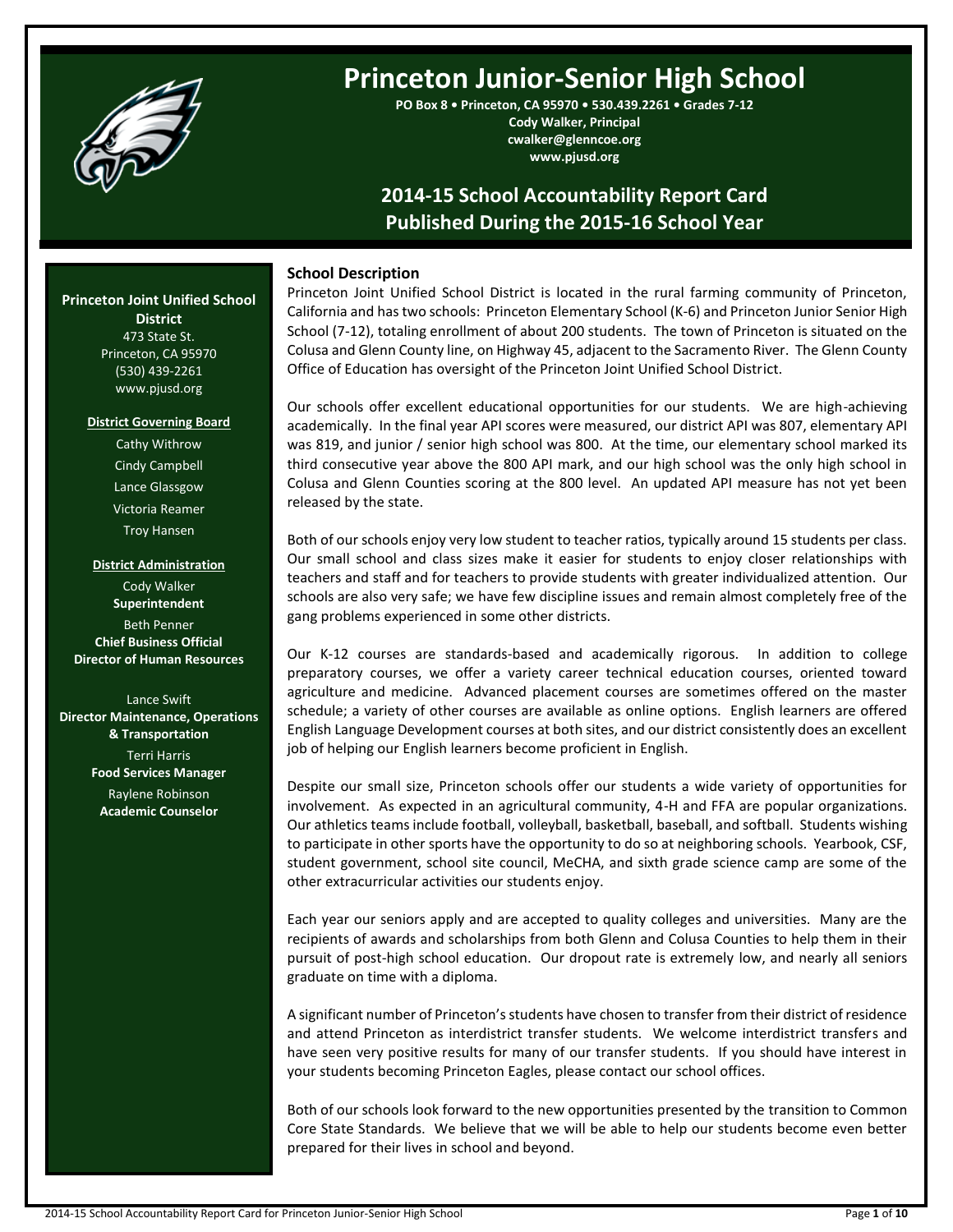# Princeton Junior-Senior High School

**PO Box 8 • Princeton, CA 95970 • 530.439.2261 • Grades 7-12**
**Cody Walker, Principal**
**cwalker@glenncoe.org**
**www.pjusd.org**

## 2014-15 School Accountability Report Card
## Published During the 2015-16 School Year

**Princeton Joint Unified School District**
473 State St.
Princeton, CA 95970
(530) 439-2261
www.pjusd.org

**District Governing Board**

Cathy Withrow
Cindy Campbell
Lance Glassgow
Victoria Reamer
Troy Hansen

**District Administration**

Cody Walker
**Superintendent**

Beth Penner
**Chief Business Official**
**Director of Human Resources**

Lance Swift
**Director Maintenance, Operations & Transportation**

Terri Harris
**Food Services Manager**

Raylene Robinson
**Academic Counselor**

### School Description

Princeton Joint Unified School District is located in the rural farming community of Princeton, California and has two schools: Princeton Elementary School (K-6) and Princeton Junior Senior High School (7-12), totaling enrollment of about 200 students. The town of Princeton is situated on the Colusa and Glenn County line, on Highway 45, adjacent to the Sacramento River. The Glenn County Office of Education has oversight of the Princeton Joint Unified School District.

Our schools offer excellent educational opportunities for our students. We are high-achieving academically. In the final year API scores were measured, our district API was 807, elementary API was 819, and junior / senior high school was 800. At the time, our elementary school marked its third consecutive year above the 800 API mark, and our high school was the only high school in Colusa and Glenn Counties scoring at the 800 level. An updated API measure has not yet been released by the state.

Both of our schools enjoy very low student to teacher ratios, typically around 15 students per class. Our small school and class sizes make it easier for students to enjoy closer relationships with teachers and staff and for teachers to provide students with greater individualized attention. Our schools are also very safe; we have few discipline issues and remain almost completely free of the gang problems experienced in some other districts.

Our K-12 courses are standards-based and academically rigorous. In addition to college preparatory courses, we offer a variety career technical education courses, oriented toward agriculture and medicine. Advanced placement courses are sometimes offered on the master schedule; a variety of other courses are available as online options. English learners are offered English Language Development courses at both sites, and our district consistently does an excellent job of helping our English learners become proficient in English.

Despite our small size, Princeton schools offer our students a wide variety of opportunities for involvement. As expected in an agricultural community, 4-H and FFA are popular organizations. Our athletics teams include football, volleyball, basketball, baseball, and softball. Students wishing to participate in other sports have the opportunity to do so at neighboring schools. Yearbook, CSF, student government, school site council, MeCHA, and sixth grade science camp are some of the other extracurricular activities our students enjoy.

Each year our seniors apply and are accepted to quality colleges and universities. Many are the recipients of awards and scholarships from both Glenn and Colusa Counties to help them in their pursuit of post-high school education. Our dropout rate is extremely low, and nearly all seniors graduate on time with a diploma.

A significant number of Princeton's students have chosen to transfer from their district of residence and attend Princeton as interdistrict transfer students. We welcome interdistrict transfers and have seen very positive results for many of our transfer students. If you should have interest in your students becoming Princeton Eagles, please contact our school offices.

Both of our schools look forward to the new opportunities presented by the transition to Common Core State Standards. We believe that we will be able to help our students become even better prepared for their lives in school and beyond.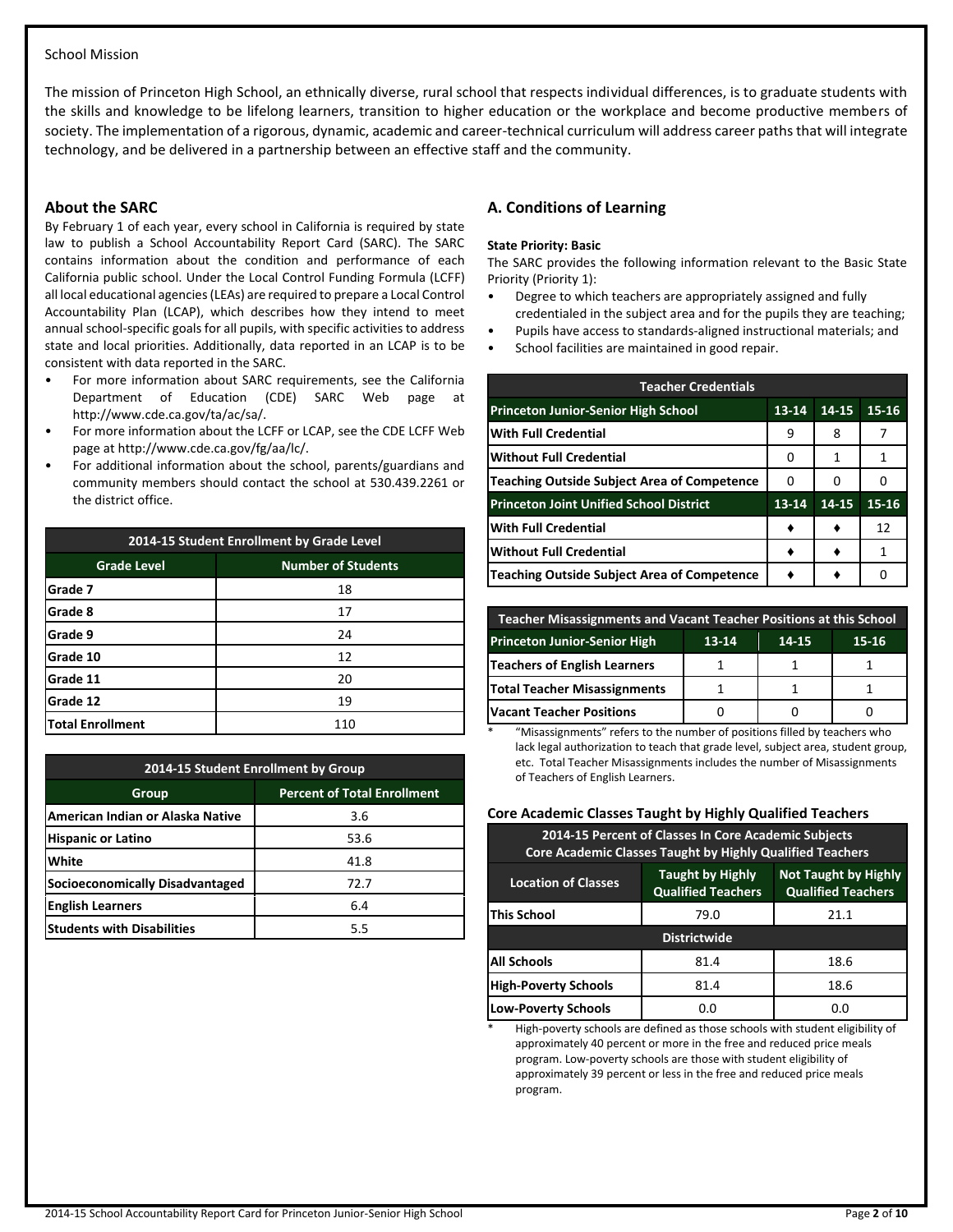School Mission

The mission of Princeton High School, an ethnically diverse, rural school that respects individual differences, is to graduate students with the skills and knowledge to be lifelong learners, transition to higher education or the workplace and become productive members of society. The implementation of a rigorous, dynamic, academic and career-technical curriculum will address career paths that will integrate technology, and be delivered in a partnership between an effective staff and the community.

## About the SARC

By February 1 of each year, every school in California is required by state law to publish a School Accountability Report Card (SARC). The SARC contains information about the condition and performance of each California public school. Under the Local Control Funding Formula (LCFF) all local educational agencies (LEAs) are required to prepare a Local Control Accountability Plan (LCAP), which describes how they intend to meet annual school-specific goals for all pupils, with specific activities to address state and local priorities. Additionally, data reported in an LCAP is to be consistent with data reported in the SARC.

- For more information about SARC requirements, see the California Department of Education (CDE) SARC Web page at http://www.cde.ca.gov/ta/ac/sa/.
- For more information about the LCFF or LCAP, see the CDE LCFF Web page at http://www.cde.ca.gov/fg/aa/lc/.
- For additional information about the school, parents/guardians and community members should contact the school at 530.439.2261 or the district office.

| 2014-15 Student Enrollment by Grade Level | |
|---|---|
| **Grade Level** | **Number of Students** |
| Grade 7 | 18 |
| Grade 8 | 17 |
| Grade 9 | 24 |
| Grade 10 | 12 |
| Grade 11 | 20 |
| Grade 12 | 19 |
| Total Enrollment | 110 |

| 2014-15 Student Enrollment by Group | |
|---|---|
| **Group** | **Percent of Total Enrollment** |
| American Indian or Alaska Native | 3.6 |
| Hispanic or Latino | 53.6 |
| White | 41.8 |
| Socioeconomically Disadvantaged | 72.7 |
| English Learners | 6.4 |
| Students with Disabilities | 5.5 |

## A. Conditions of Learning

**State Priority: Basic**

The SARC provides the following information relevant to the Basic State Priority (Priority 1):

- Degree to which teachers are appropriately assigned and fully credentialed in the subject area and for the pupils they are teaching;
- Pupils have access to standards-aligned instructional materials; and
- School facilities are maintained in good repair.

| Teacher Credentials | | | |
|---|---|---|---|
| **Princeton Junior-Senior High School** | **13-14** | **14-15** | **15-16** |
| With Full Credential | 9 | 8 | 7 |
| Without Full Credential | 0 | 1 | 1 |
| Teaching Outside Subject Area of Competence | 0 | 0 | 0 |
| **Princeton Joint Unified School District** | **13-14** | **14-15** | **15-16** |
| With Full Credential | ♦ | ♦ | 12 |
| Without Full Credential | ♦ | ♦ | 1 |
| Teaching Outside Subject Area of Competence | ♦ | ♦ | 0 |

| Teacher Misassignments and Vacant Teacher Positions at this School | | | |
|---|---|---|---|
| **Princeton Junior-Senior High** | **13-14** | **14-15** | **15-16** |
| Teachers of English Learners | 1 | 1 | 1 |
| Total Teacher Misassignments | 1 | 1 | 1 |
| Vacant Teacher Positions | 0 | 0 | 0 |

\* "Misassignments" refers to the number of positions filled by teachers who lack legal authorization to teach that grade level, subject area, student group, etc. Total Teacher Misassignments includes the number of Misassignments of Teachers of English Learners.

### Core Academic Classes Taught by Highly Qualified Teachers

| 2014-15 Percent of Classes In Core Academic Subjects Core Academic Classes Taught by Highly Qualified Teachers | | |
|---|---|---|
| **Location of Classes** | **Taught by Highly Qualified Teachers** | **Not Taught by Highly Qualified Teachers** |
| This School | 79.0 | 21.1 |
| **Districtwide** | | |
| All Schools | 81.4 | 18.6 |
| High-Poverty Schools | 81.4 | 18.6 |
| Low-Poverty Schools | 0.0 | 0.0 |

\* High-poverty schools are defined as those schools with student eligibility of approximately 40 percent or more in the free and reduced price meals program. Low-poverty schools are those with student eligibility of approximately 39 percent or less in the free and reduced price meals program.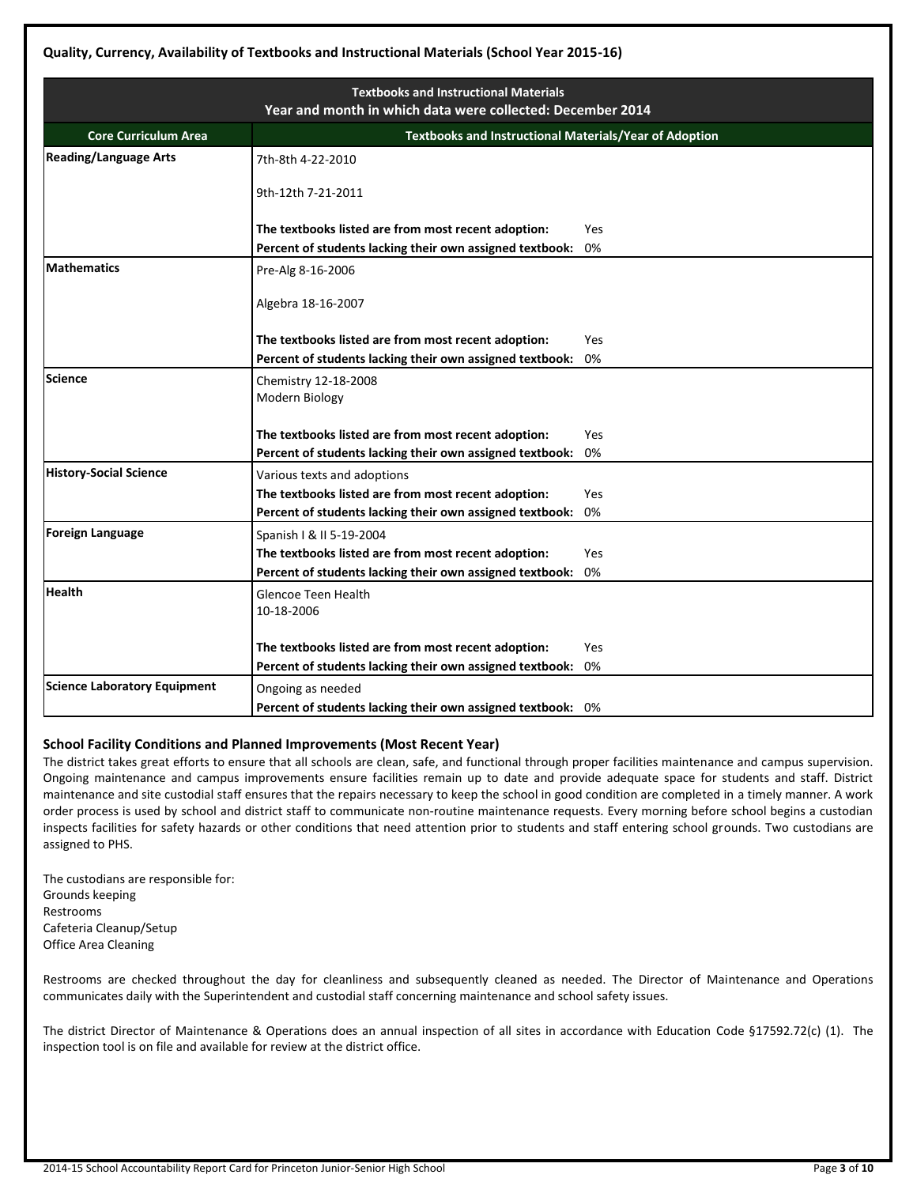**Quality, Currency, Availability of Textbooks and Instructional Materials (School Year 2015-16)**

| Textbooks and Instructional Materials<br>Year and month in which data were collected: December 2014 | |
|---|---|
| **Core Curriculum Area** | **Textbooks and Instructional Materials/Year of Adoption** |
| **Reading/Language Arts** | 7th-8th 4-22-2010<br><br>9th-12th 7-21-2011<br><br>**The textbooks listed are from most recent adoption:** Yes<br>**Percent of students lacking their own assigned textbook:** 0% |
| **Mathematics** | Pre-Alg 8-16-2006<br><br>Algebra 18-16-2007<br><br>**The textbooks listed are from most recent adoption:** Yes<br>**Percent of students lacking their own assigned textbook:** 0% |
| **Science** | Chemistry 12-18-2008<br>Modern Biology<br><br>**The textbooks listed are from most recent adoption:** Yes<br>**Percent of students lacking their own assigned textbook:** 0% |
| **History-Social Science** | Various texts and adoptions<br>**The textbooks listed are from most recent adoption:** Yes<br>**Percent of students lacking their own assigned textbook:** 0% |
| **Foreign Language** | Spanish I & II 5-19-2004<br>**The textbooks listed are from most recent adoption:** Yes<br>**Percent of students lacking their own assigned textbook:** 0% |
| **Health** | Glencoe Teen Health<br>10-18-2006<br><br>**The textbooks listed are from most recent adoption:** Yes<br>**Percent of students lacking their own assigned textbook:** 0% |
| **Science Laboratory Equipment** | Ongoing as needed<br>**Percent of students lacking their own assigned textbook:** 0% |

**School Facility Conditions and Planned Improvements (Most Recent Year)**

The district takes great efforts to ensure that all schools are clean, safe, and functional through proper facilities maintenance and campus supervision. Ongoing maintenance and campus improvements ensure facilities remain up to date and provide adequate space for students and staff. District maintenance and site custodial staff ensures that the repairs necessary to keep the school in good condition are completed in a timely manner. A work order process is used by school and district staff to communicate non-routine maintenance requests. Every morning before school begins a custodian inspects facilities for safety hazards or other conditions that need attention prior to students and staff entering school grounds. Two custodians are assigned to PHS.

The custodians are responsible for:
Grounds keeping
Restrooms
Cafeteria Cleanup/Setup
Office Area Cleaning

Restrooms are checked throughout the day for cleanliness and subsequently cleaned as needed. The Director of Maintenance and Operations communicates daily with the Superintendent and custodial staff concerning maintenance and school safety issues.

The district Director of Maintenance & Operations does an annual inspection of all sites in accordance with Education Code §17592.72(c) (1). The inspection tool is on file and available for review at the district office.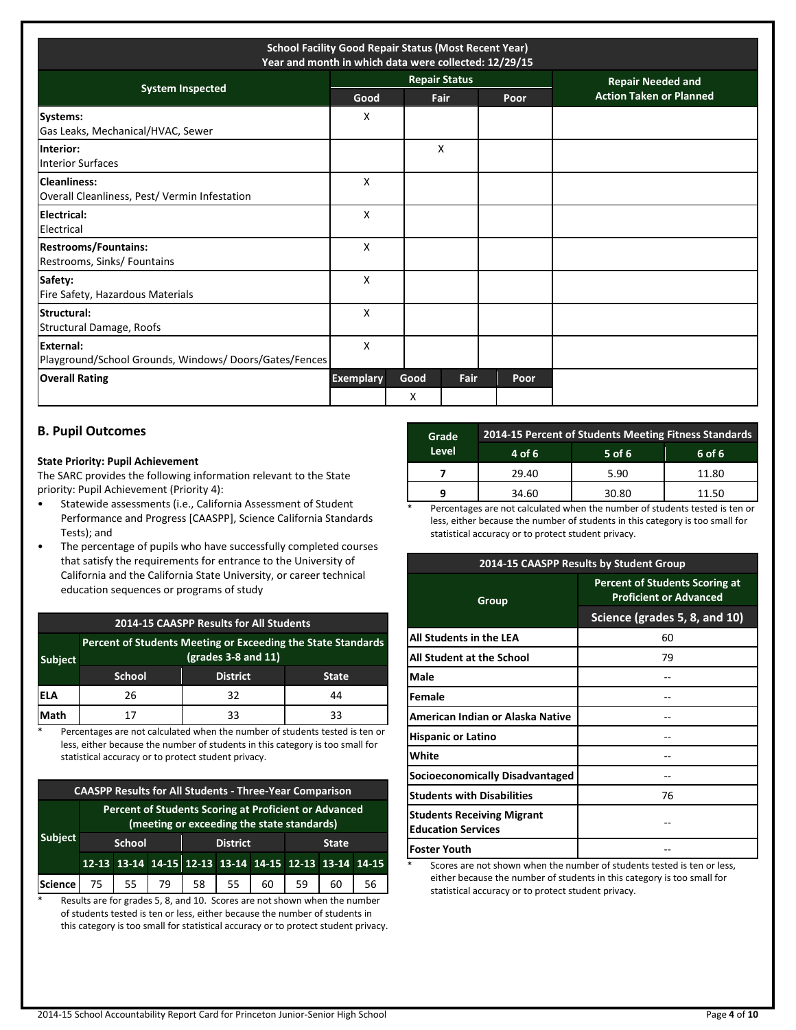| School Facility Good Repair Status (Most Recent Year) Year and month in which data were collected: 12/29/15 | | | | | |
|---|---|---|---|---|---|
| **System Inspected** | **Repair Status** | | | | **Repair Needed and Action Taken or Planned** |
| | **Good** | **Fair** | | **Poor** | |
| **Systems:** Gas Leaks, Mechanical/HVAC, Sewer | X | | | | |
| **Interior:** Interior Surfaces | | X | | | |
| **Cleanliness:** Overall Cleanliness, Pest/ Vermin Infestation | X | | | | |
| **Electrical:** Electrical | X | | | | |
| **Restrooms/Fountains:** Restrooms, Sinks/ Fountains | X | | | | |
| **Safety:** Fire Safety, Hazardous Materials | X | | | | |
| **Structural:** Structural Damage, Roofs | X | | | | |
| **External:** Playground/School Grounds, Windows/ Doors/Gates/Fences | X | | | | |
| **Overall Rating** | **Exemplary** | **Good** | **Fair** | **Poor** | |
| | | X | | | |

## B. Pupil Outcomes

**State Priority: Pupil Achievement**

The SARC provides the following information relevant to the State priority: Pupil Achievement (Priority 4):

- Statewide assessments (i.e., California Assessment of Student Performance and Progress [CAASPP], Science California Standards Tests); and
- The percentage of pupils who have successfully completed courses that satisfy the requirements for entrance to the University of California and the California State University, or career technical education sequences or programs of study

| 2014-15 CAASPP Results for All Students | | | |
|---|---|---|---|
| **Subject** | **Percent of Students Meeting or Exceeding the State Standards (grades 3-8 and 11)** | | |
| | **School** | **District** | **State** |
| ELA | 26 | 32 | 44 |
| Math | 17 | 33 | 33 |

\* Percentages are not calculated when the number of students tested is ten or less, either because the number of students in this category is too small for statistical accuracy or to protect student privacy.

| CAASPP Results for All Students - Three-Year Comparison | | | | | | | | | |
|---|---|---|---|---|---|---|---|---|---|
| **Subject** | **Percent of Students Scoring at Proficient or Advanced (meeting or exceeding the state standards)** | | | | | | | | |
| | **School** | | | **District** | | | **State** | | |
| | **12-13** | **13-14** | **14-15** | **12-13** | **13-14** | **14-15** | **12-13** | **13-14** | **14-15** |
| Science | 75 | 55 | 79 | 58 | 55 | 60 | 59 | 60 | 56 |

\* Results are for grades 5, 8, and 10. Scores are not shown when the number of students tested is ten or less, either because the number of students in this category is too small for statistical accuracy or to protect student privacy.

| Grade Level | 2014-15 Percent of Students Meeting Fitness Standards | | |
|---|---|---|---|
| | **4 of 6** | **5 of 6** | **6 of 6** |
| 7 | 29.40 | 5.90 | 11.80 |
| 9 | 34.60 | 30.80 | 11.50 |

\* Percentages are not calculated when the number of students tested is ten or less, either because the number of students in this category is too small for statistical accuracy or to protect student privacy.

| 2014-15 CAASPP Results by Student Group | |
|---|---|
| **Group** | **Percent of Students Scoring at Proficient or Advanced** |
| | **Science (grades 5, 8, and 10)** |
| All Students in the LEA | 60 |
| All Student at the School | 79 |
| Male | -- |
| Female | -- |
| American Indian or Alaska Native | -- |
| Hispanic or Latino | -- |
| White | -- |
| Socioeconomically Disadvantaged | -- |
| Students with Disabilities | 76 |
| Students Receiving Migrant Education Services | -- |
| Foster Youth | -- |

\* Scores are not shown when the number of students tested is ten or less, either because the number of students in this category is too small for statistical accuracy or to protect student privacy.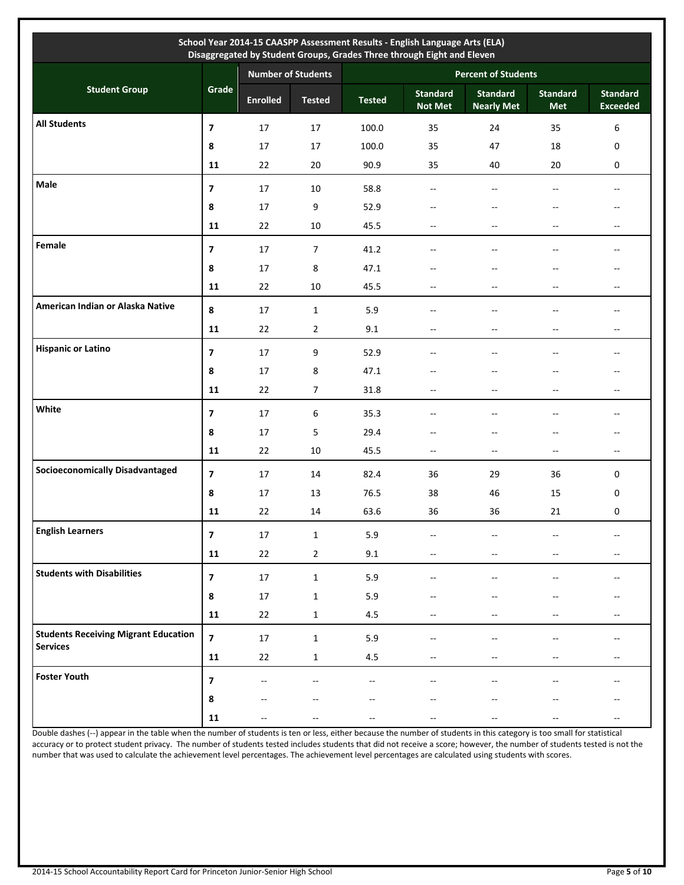| School Year 2014-15 CAASPP Assessment Results - English Language Arts (ELA) Disaggregated by Student Groups, Grades Three through Eight and Eleven | | | | | | | | |
|---|---|---|---|---|---|---|---|---|
| **Student Group** | **Grade** | **Number of Students** | | **Percent of Students** | | | | |
| | | **Enrolled** | **Tested** | **Tested** | **Standard Not Met** | **Standard Nearly Met** | **Standard Met** | **Standard Exceeded** |
| **All Students** | **7** | 17 | 17 | 100.0 | 35 | 24 | 35 | 6 |
| | **8** | 17 | 17 | 100.0 | 35 | 47 | 18 | 0 |
| | **11** | 22 | 20 | 90.9 | 35 | 40 | 20 | 0 |
| **Male** | **7** | 17 | 10 | 58.8 | -- | -- | -- | -- |
| | **8** | 17 | 9 | 52.9 | -- | -- | -- | -- |
| | **11** | 22 | 10 | 45.5 | -- | -- | -- | -- |
| **Female** | **7** | 17 | 7 | 41.2 | -- | -- | -- | -- |
| | **8** | 17 | 8 | 47.1 | -- | -- | -- | -- |
| | **11** | 22 | 10 | 45.5 | -- | -- | -- | -- |
| **American Indian or Alaska Native** | **8** | 17 | 1 | 5.9 | -- | -- | -- | -- |
| | **11** | 22 | 2 | 9.1 | -- | -- | -- | -- |
| **Hispanic or Latino** | **7** | 17 | 9 | 52.9 | -- | -- | -- | -- |
| | **8** | 17 | 8 | 47.1 | -- | -- | -- | -- |
| | **11** | 22 | 7 | 31.8 | -- | -- | -- | -- |
| **White** | **7** | 17 | 6 | 35.3 | -- | -- | -- | -- |
| | **8** | 17 | 5 | 29.4 | -- | -- | -- | -- |
| | **11** | 22 | 10 | 45.5 | -- | -- | -- | -- |
| **Socioeconomically Disadvantaged** | **7** | 17 | 14 | 82.4 | 36 | 29 | 36 | 0 |
| | **8** | 17 | 13 | 76.5 | 38 | 46 | 15 | 0 |
| | **11** | 22 | 14 | 63.6 | 36 | 36 | 21 | 0 |
| **English Learners** | **7** | 17 | 1 | 5.9 | -- | -- | -- | -- |
| | **11** | 22 | 2 | 9.1 | -- | -- | -- | -- |
| **Students with Disabilities** | **7** | 17 | 1 | 5.9 | -- | -- | -- | -- |
| | **8** | 17 | 1 | 5.9 | -- | -- | -- | -- |
| | **11** | 22 | 1 | 4.5 | -- | -- | -- | -- |
| **Students Receiving Migrant Education Services** | **7** | 17 | 1 | 5.9 | -- | -- | -- | -- |
| | **11** | 22 | 1 | 4.5 | -- | -- | -- | -- |
| **Foster Youth** | **7** | -- | -- | -- | -- | -- | -- | -- |
| | **8** | -- | -- | -- | -- | -- | -- | -- |
| | **11** | -- | -- | -- | -- | -- | -- | -- |

Double dashes (--) appear in the table when the number of students is ten or less, either because the number of students in this category is too small for statistical accuracy or to protect student privacy. The number of students tested includes students that did not receive a score; however, the number of students tested is not the number that was used to calculate the achievement level percentages. The achievement level percentages are calculated using students with scores.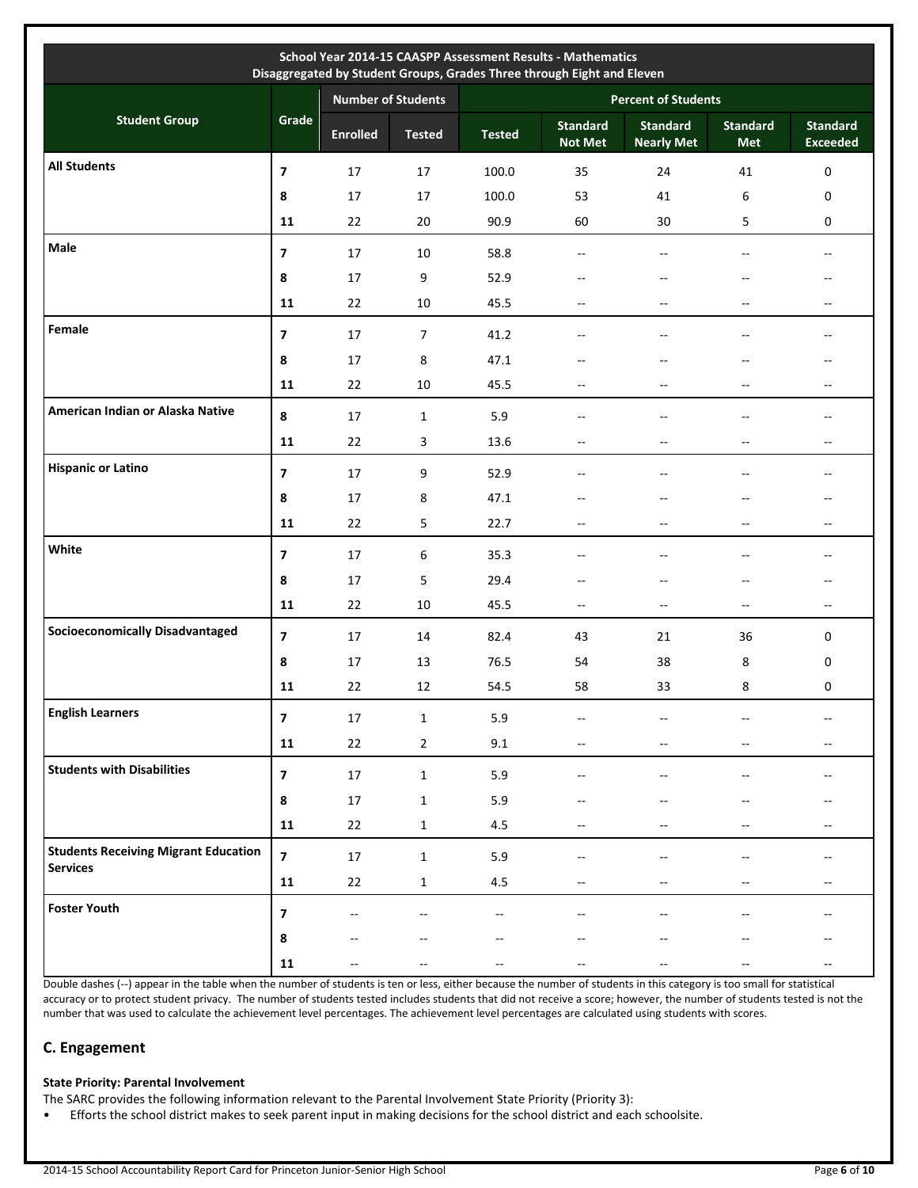| School Year 2014-15 CAASPP Assessment Results - Mathematics<br>Disaggregated by Student Groups, Grades Three through Eight and Eleven | | | | | | | | |
|---|---|---|---|---|---|---|---|---|
| **Student Group** | **Grade** | **Number of Students** | | **Percent of Students** | | | | |
| | | **Enrolled** | **Tested** | **Tested** | **Standard Not Met** | **Standard Nearly Met** | **Standard Met** | **Standard Exceeded** |
| **All Students** | **7** | 17 | 17 | 100.0 | 35 | 24 | 41 | 0 |
| | **8** | 17 | 17 | 100.0 | 53 | 41 | 6 | 0 |
| | **11** | 22 | 20 | 90.9 | 60 | 30 | 5 | 0 |
| **Male** | **7** | 17 | 10 | 58.8 | -- | -- | -- | -- |
| | **8** | 17 | 9 | 52.9 | -- | -- | -- | -- |
| | **11** | 22 | 10 | 45.5 | -- | -- | -- | -- |
| **Female** | **7** | 17 | 7 | 41.2 | -- | -- | -- | -- |
| | **8** | 17 | 8 | 47.1 | -- | -- | -- | -- |
| | **11** | 22 | 10 | 45.5 | -- | -- | -- | -- |
| **American Indian or Alaska Native** | **8** | 17 | 1 | 5.9 | -- | -- | -- | -- |
| | **11** | 22 | 3 | 13.6 | -- | -- | -- | -- |
| **Hispanic or Latino** | **7** | 17 | 9 | 52.9 | -- | -- | -- | -- |
| | **8** | 17 | 8 | 47.1 | -- | -- | -- | -- |
| | **11** | 22 | 5 | 22.7 | -- | -- | -- | -- |
| **White** | **7** | 17 | 6 | 35.3 | -- | -- | -- | -- |
| | **8** | 17 | 5 | 29.4 | -- | -- | -- | -- |
| | **11** | 22 | 10 | 45.5 | -- | -- | -- | -- |
| **Socioeconomically Disadvantaged** | **7** | 17 | 14 | 82.4 | 43 | 21 | 36 | 0 |
| | **8** | 17 | 13 | 76.5 | 54 | 38 | 8 | 0 |
| | **11** | 22 | 12 | 54.5 | 58 | 33 | 8 | 0 |
| **English Learners** | **7** | 17 | 1 | 5.9 | -- | -- | -- | -- |
| | **11** | 22 | 2 | 9.1 | -- | -- | -- | -- |
| **Students with Disabilities** | **7** | 17 | 1 | 5.9 | -- | -- | -- | -- |
| | **8** | 17 | 1 | 5.9 | -- | -- | -- | -- |
| | **11** | 22 | 1 | 4.5 | -- | -- | -- | -- |
| **Students Receiving Migrant Education Services** | **7** | 17 | 1 | 5.9 | -- | -- | -- | -- |
| | **11** | 22 | 1 | 4.5 | -- | -- | -- | -- |
| **Foster Youth** | **7** | -- | -- | -- | -- | -- | -- | -- |
| | **8** | -- | -- | -- | -- | -- | -- | -- |
| | **11** | -- | -- | -- | -- | -- | -- | -- |

Double dashes (--) appear in the table when the number of students is ten or less, either because the number of students in this category is too small for statistical accuracy or to protect student privacy. The number of students tested includes students that did not receive a score; however, the number of students tested is not the number that was used to calculate the achievement level percentages. The achievement level percentages are calculated using students with scores.

## C. Engagement

**State Priority: Parental Involvement**

The SARC provides the following information relevant to the Parental Involvement State Priority (Priority 3):

- Efforts the school district makes to seek parent input in making decisions for the school district and each schoolsite.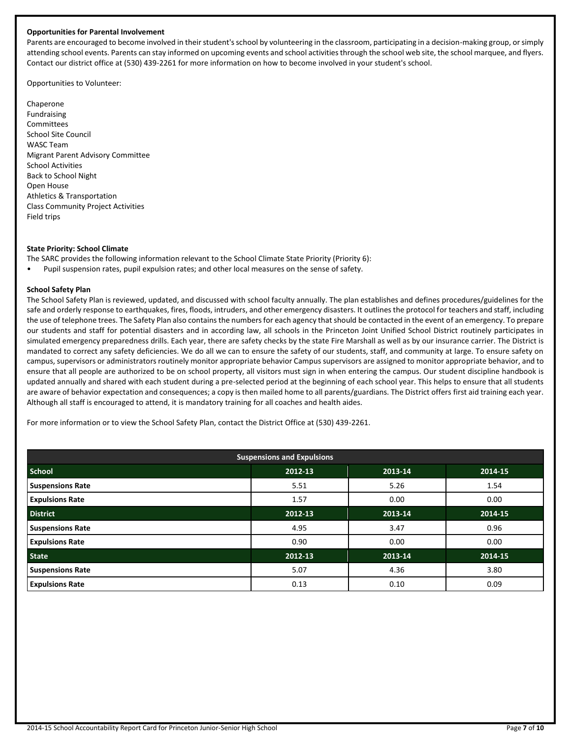**Opportunities for Parental Involvement**

Parents are encouraged to become involved in their student's school by volunteering in the classroom, participating in a decision-making group, or simply attending school events. Parents can stay informed on upcoming events and school activities through the school web site, the school marquee, and flyers. Contact our district office at (530) 439-2261 for more information on how to become involved in your student's school.

Opportunities to Volunteer:

Chaperone
Fundraising
Committees
School Site Council
WASC Team
Migrant Parent Advisory Committee
School Activities
Back to School Night
Open House
Athletics & Transportation
Class Community Project Activities
Field trips

**State Priority: School Climate**

The SARC provides the following information relevant to the School Climate State Priority (Priority 6):

- Pupil suspension rates, pupil expulsion rates; and other local measures on the sense of safety.

**School Safety Plan**

The School Safety Plan is reviewed, updated, and discussed with school faculty annually. The plan establishes and defines procedures/guidelines for the safe and orderly response to earthquakes, fires, floods, intruders, and other emergency disasters. It outlines the protocol for teachers and staff, including the use of telephone trees. The Safety Plan also contains the numbers for each agency that should be contacted in the event of an emergency. To prepare our students and staff for potential disasters and in according law, all schools in the Princeton Joint Unified School District routinely participates in simulated emergency preparedness drills. Each year, there are safety checks by the state Fire Marshall as well as by our insurance carrier. The District is mandated to correct any safety deficiencies. We do all we can to ensure the safety of our students, staff, and community at large. To ensure safety on campus, supervisors or administrators routinely monitor appropriate behavior Campus supervisors are assigned to monitor appropriate behavior, and to ensure that all people are authorized to be on school property, all visitors must sign in when entering the campus. Our student discipline handbook is updated annually and shared with each student during a pre-selected period at the beginning of each school year. This helps to ensure that all students are aware of behavior expectation and consequences; a copy is then mailed home to all parents/guardians. The District offers first aid training each year. Although all staff is encouraged to attend, it is mandatory training for all coaches and health aides.

For more information or to view the School Safety Plan, contact the District Office at (530) 439-2261.

| Suspensions and Expulsions | | | |
|---|---|---|---|
| **School** | **2012-13** | **2013-14** | **2014-15** |
| Suspensions Rate | 5.51 | 5.26 | 1.54 |
| Expulsions Rate | 1.57 | 0.00 | 0.00 |
| **District** | **2012-13** | **2013-14** | **2014-15** |
| Suspensions Rate | 4.95 | 3.47 | 0.96 |
| Expulsions Rate | 0.90 | 0.00 | 0.00 |
| **State** | **2012-13** | **2013-14** | **2014-15** |
| Suspensions Rate | 5.07 | 4.36 | 3.80 |
| Expulsions Rate | 0.13 | 0.10 | 0.09 |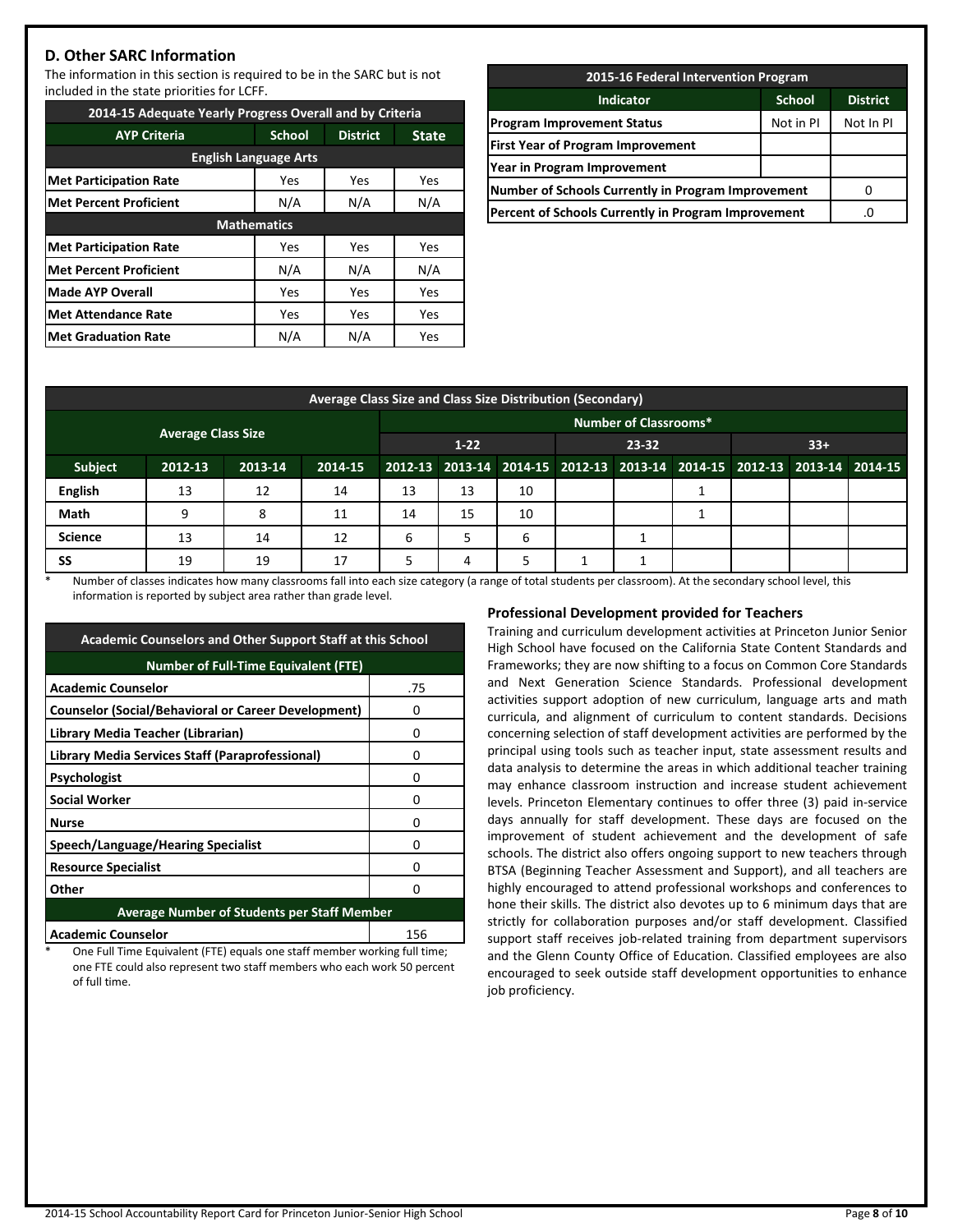## D. Other SARC Information

The information in this section is required to be in the SARC but is not included in the state priorities for LCFF.

| 2014-15 Adequate Yearly Progress Overall and by Criteria | | | |
|---|---|---|---|
| AYP Criteria | School | District | State |
| **English Language Arts** | | | |
| Met Participation Rate | Yes | Yes | Yes |
| Met Percent Proficient | N/A | N/A | N/A |
| **Mathematics** | | | |
| Met Participation Rate | Yes | Yes | Yes |
| Met Percent Proficient | N/A | N/A | N/A |
| Made AYP Overall | Yes | Yes | Yes |
| Met Attendance Rate | Yes | Yes | Yes |
| Met Graduation Rate | N/A | N/A | Yes |

| 2015-16 Federal Intervention Program | | |
|---|---|---|
| Indicator | School | District |
| Program Improvement Status | Not in PI | Not In PI |
| First Year of Program Improvement | | |
| Year in Program Improvement | | |
| Number of Schools Currently in Program Improvement | | 0 |
| Percent of Schools Currently in Program Improvement | | .0 |

| Average Class Size and Class Size Distribution (Secondary) | | | | | | | | | | | | | | | |
|---|---|---|---|---|---|---|---|---|---|---|---|---|---|---|---|
| | Average Class Size | | | Number of Classrooms* | | | | | | | | | | | |
| | | | | 1-22 | | | 23-32 | | | 33+ | | | | | |
| Subject | 2012-13 | 2013-14 | 2014-15 | 2012-13 | 2013-14 | 2014-15 | 2012-13 | 2013-14 | 2014-15 | 2012-13 | 2013-14 | 2014-15 |
| English | 13 | 12 | 14 | 13 | 13 | 10 | | | 1 | | | |
| Math | 9 | 8 | 11 | 14 | 15 | 10 | | | 1 | | | |
| Science | 13 | 14 | 12 | 6 | 5 | 6 | | 1 | | | | |
| SS | 19 | 19 | 17 | 5 | 4 | 5 | 1 | 1 | | | | |

\* Number of classes indicates how many classrooms fall into each size category (a range of total students per classroom). At the secondary school level, this information is reported by subject area rather than grade level.

| Academic Counselors and Other Support Staff at this School | |
|---|---|
| **Number of Full-Time Equivalent (FTE)** | |
| Academic Counselor | .75 |
| Counselor (Social/Behavioral or Career Development) | 0 |
| Library Media Teacher (Librarian) | 0 |
| Library Media Services Staff (Paraprofessional) | 0 |
| Psychologist | 0 |
| Social Worker | 0 |
| Nurse | 0 |
| Speech/Language/Hearing Specialist | 0 |
| Resource Specialist | 0 |
| Other | 0 |
| **Average Number of Students per Staff Member** | |
| Academic Counselor | 156 |

\* One Full Time Equivalent (FTE) equals one staff member working full time; one FTE could also represent two staff members who each work 50 percent of full time.

### Professional Development provided for Teachers

Training and curriculum development activities at Princeton Junior Senior High School have focused on the California State Content Standards and Frameworks; they are now shifting to a focus on Common Core Standards and Next Generation Science Standards. Professional development activities support adoption of new curriculum, language arts and math curricula, and alignment of curriculum to content standards. Decisions concerning selection of staff development activities are performed by the principal using tools such as teacher input, state assessment results and data analysis to determine the areas in which additional teacher training may enhance classroom instruction and increase student achievement levels. Princeton Elementary continues to offer three (3) paid in-service days annually for staff development. These days are focused on the improvement of student achievement and the development of safe schools. The district also offers ongoing support to new teachers through BTSA (Beginning Teacher Assessment and Support), and all teachers are highly encouraged to attend professional workshops and conferences to hone their skills. The district also devotes up to 6 minimum days that are strictly for collaboration purposes and/or staff development. Classified support staff receives job-related training from department supervisors and the Glenn County Office of Education. Classified employees are also encouraged to seek outside staff development opportunities to enhance job proficiency.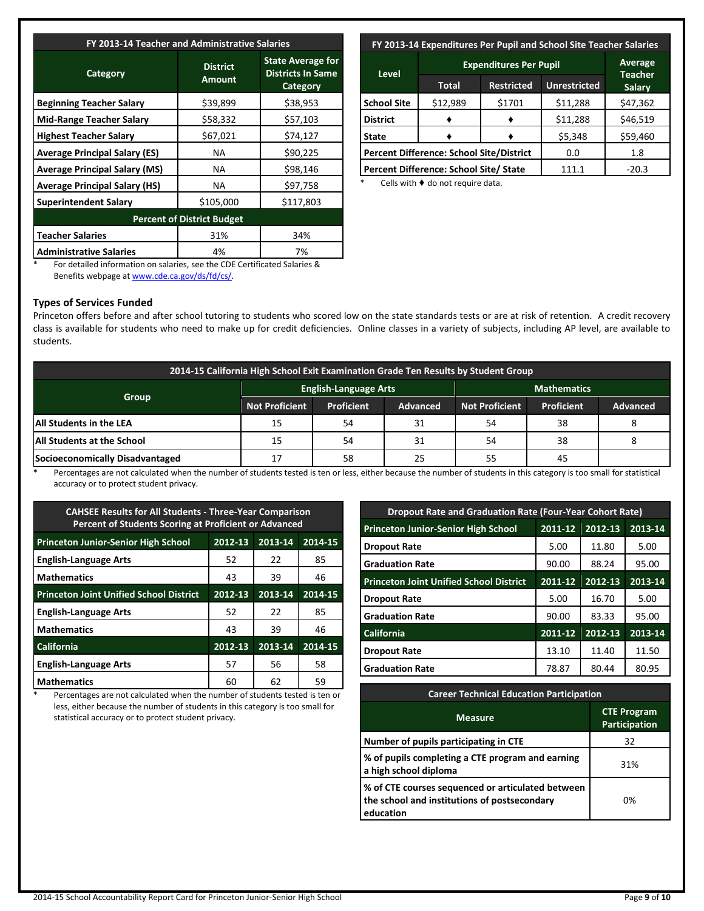| FY 2013-14 Teacher and Administrative Salaries | | |
|---|---|---|
| **Category** | **District Amount** | **State Average for Districts In Same Category** |
| **Beginning Teacher Salary** | $39,899 | $38,953 |
| **Mid-Range Teacher Salary** | $58,332 | $57,103 |
| **Highest Teacher Salary** | $67,021 | $74,127 |
| **Average Principal Salary (ES)** | NA | $90,225 |
| **Average Principal Salary (MS)** | NA | $98,146 |
| **Average Principal Salary (HS)** | NA | $97,758 |
| **Superintendent Salary** | $105,000 | $117,803 |
| **Percent of District Budget** | | |
| **Teacher Salaries** | 31% | 34% |
| **Administrative Salaries** | 4% | 7% |

\* For detailed information on salaries, see the CDE Certificated Salaries & Benefits webpage at www.cde.ca.gov/ds/fd/cs/.

| FY 2013-14 Expenditures Per Pupil and School Site Teacher Salaries | | | | |
|---|---|---|---|---|
| **Level** | **Expenditures Per Pupil** | | | **Average Teacher Salary** |
| | **Total** | **Restricted** | **Unrestricted** | |
| **School Site** | $12,989 | $1701 | $11,288 | $47,362 |
| **District** | ♦ | ♦ | $11,288 | $46,519 |
| **State** | ♦ | ♦ | $5,348 | $59,460 |
| **Percent Difference: School Site/District** | | | 0.0 | 1.8 |
| **Percent Difference: School Site/ State** | | | 111.1 | -20.3 |

\* Cells with ♦ do not require data.

### Types of Services Funded

Princeton offers before and after school tutoring to students who scored low on the state standards tests or are at risk of retention. A credit recovery class is available for students who need to make up for credit deficiencies. Online classes in a variety of subjects, including AP level, are available to students.

| 2014-15 California High School Exit Examination Grade Ten Results by Student Group | | | | | | |
|---|---|---|---|---|---|---|
| **Group** | **English-Language Arts** | | | **Mathematics** | | |
| | **Not Proficient** | **Proficient** | **Advanced** | **Not Proficient** | **Proficient** | **Advanced** |
| **All Students in the LEA** | 15 | 54 | 31 | 54 | 38 | 8 |
| **All Students at the School** | 15 | 54 | 31 | 54 | 38 | 8 |
| **Socioeconomically Disadvantaged** | 17 | 58 | 25 | 55 | 45 | |

\* Percentages are not calculated when the number of students tested is ten or less, either because the number of students in this category is too small for statistical accuracy or to protect student privacy.

| CAHSEE Results for All Students - Three-Year Comparison Percent of Students Scoring at Proficient or Advanced | | | |
|---|---|---|---|
| **Princeton Junior-Senior High School** | **2012-13** | **2013-14** | **2014-15** |
| **English-Language Arts** | 52 | 22 | 85 |
| **Mathematics** | 43 | 39 | 46 |
| **Princeton Joint Unified School District** | **2012-13** | **2013-14** | **2014-15** |
| **English-Language Arts** | 52 | 22 | 85 |
| **Mathematics** | 43 | 39 | 46 |
| **California** | **2012-13** | **2013-14** | **2014-15** |
| **English-Language Arts** | 57 | 56 | 58 |
| **Mathematics** | 60 | 62 | 59 |

\* Percentages are not calculated when the number of students tested is ten or less, either because the number of students in this category is too small for statistical accuracy or to protect student privacy.

| Dropout Rate and Graduation Rate (Four-Year Cohort Rate) | | | |
|---|---|---|---|
| **Princeton Junior-Senior High School** | **2011-12** | **2012-13** | **2013-14** |
| **Dropout Rate** | 5.00 | 11.80 | 5.00 |
| **Graduation Rate** | 90.00 | 88.24 | 95.00 |
| **Princeton Joint Unified School District** | **2011-12** | **2012-13** | **2013-14** |
| **Dropout Rate** | 5.00 | 16.70 | 5.00 |
| **Graduation Rate** | 90.00 | 83.33 | 95.00 |
| **California** | **2011-12** | **2012-13** | **2013-14** |
| **Dropout Rate** | 13.10 | 11.40 | 11.50 |
| **Graduation Rate** | 78.87 | 80.44 | 80.95 |

| Career Technical Education Participation | |
|---|---|
| **Measure** | **CTE Program Participation** |
| **Number of pupils participating in CTE** | 32 |
| **% of pupils completing a CTE program and earning a high school diploma** | 31% |
| **% of CTE courses sequenced or articulated between the school and institutions of postsecondary education** | 0% |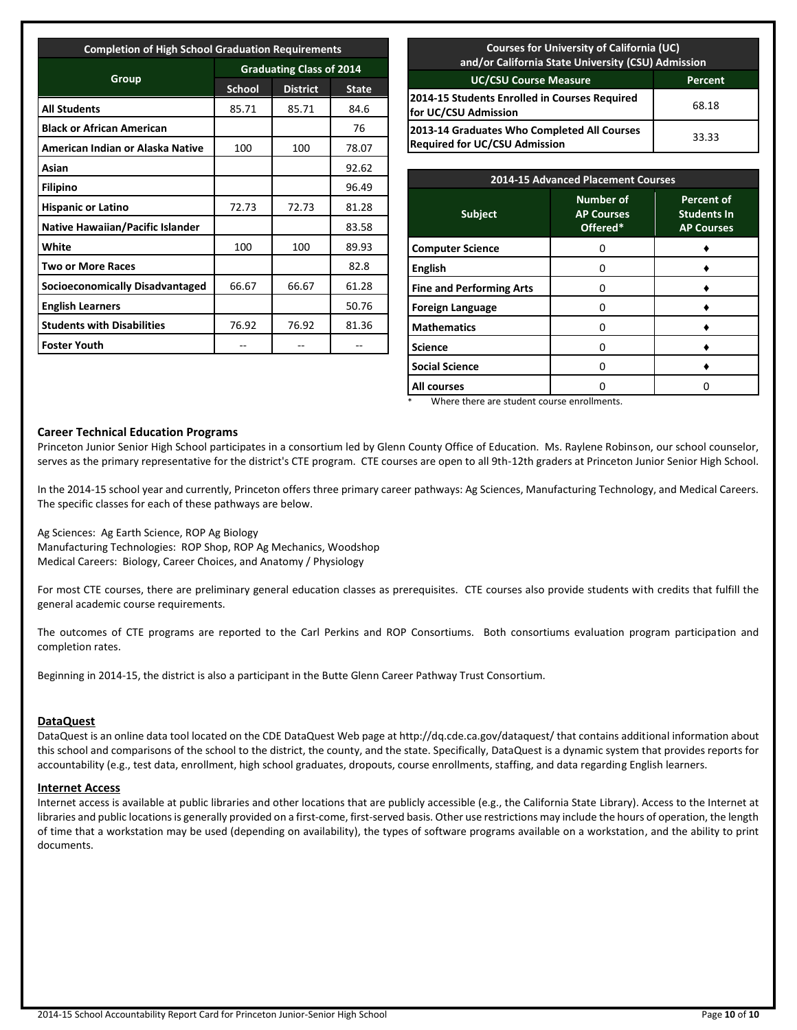**Completion of High School Graduation Requirements**

| Group | Graduating Class of 2014 | | |
|---|---|---|---|
| | School | District | State |
| All Students | 85.71 | 85.71 | 84.6 |
| Black or African American | | | 76 |
| American Indian or Alaska Native | 100 | 100 | 78.07 |
| Asian | | | 92.62 |
| Filipino | | | 96.49 |
| Hispanic or Latino | 72.73 | 72.73 | 81.28 |
| Native Hawaiian/Pacific Islander | | | 83.58 |
| White | 100 | 100 | 89.93 |
| Two or More Races | | | 82.8 |
| Socioeconomically Disadvantaged | 66.67 | 66.67 | 61.28 |
| English Learners | | | 50.76 |
| Students with Disabilities | 76.92 | 76.92 | 81.36 |
| Foster Youth | -- | -- | -- |

**Courses for University of California (UC) and/or California State University (CSU) Admission**

| UC/CSU Course Measure | Percent |
|---|---|
| 2014-15 Students Enrolled in Courses Required for UC/CSU Admission | 68.18 |
| 2013-14 Graduates Who Completed All Courses Required for UC/CSU Admission | 33.33 |

**2014-15 Advanced Placement Courses**

| Subject | Number of AP Courses Offered* | Percent of Students In AP Courses |
|---|---|---|
| Computer Science | 0 | ♦ |
| English | 0 | ♦ |
| Fine and Performing Arts | 0 | ♦ |
| Foreign Language | 0 | ♦ |
| Mathematics | 0 | ♦ |
| Science | 0 | ♦ |
| Social Science | 0 | ♦ |
| All courses | 0 | 0 |

\* Where there are student course enrollments.

### Career Technical Education Programs

Princeton Junior Senior High School participates in a consortium led by Glenn County Office of Education. Ms. Raylene Robinson, our school counselor, serves as the primary representative for the district's CTE program. CTE courses are open to all 9th-12th graders at Princeton Junior Senior High School.

In the 2014-15 school year and currently, Princeton offers three primary career pathways: Ag Sciences, Manufacturing Technology, and Medical Careers. The specific classes for each of these pathways are below.

Ag Sciences: Ag Earth Science, ROP Ag Biology
Manufacturing Technologies: ROP Shop, ROP Ag Mechanics, Woodshop
Medical Careers: Biology, Career Choices, and Anatomy / Physiology

For most CTE courses, there are preliminary general education classes as prerequisites. CTE courses also provide students with credits that fulfill the general academic course requirements.

The outcomes of CTE programs are reported to the Carl Perkins and ROP Consortiums. Both consortiums evaluation program participation and completion rates.

Beginning in 2014-15, the district is also a participant in the Butte Glenn Career Pathway Trust Consortium.

### DataQuest

DataQuest is an online data tool located on the CDE DataQuest Web page at http://dq.cde.ca.gov/dataquest/ that contains additional information about this school and comparisons of the school to the district, the county, and the state. Specifically, DataQuest is a dynamic system that provides reports for accountability (e.g., test data, enrollment, high school graduates, dropouts, course enrollments, staffing, and data regarding English learners.

### Internet Access

Internet access is available at public libraries and other locations that are publicly accessible (e.g., the California State Library). Access to the Internet at libraries and public locations is generally provided on a first-come, first-served basis. Other use restrictions may include the hours of operation, the length of time that a workstation may be used (depending on availability), the types of software programs available on a workstation, and the ability to print documents.